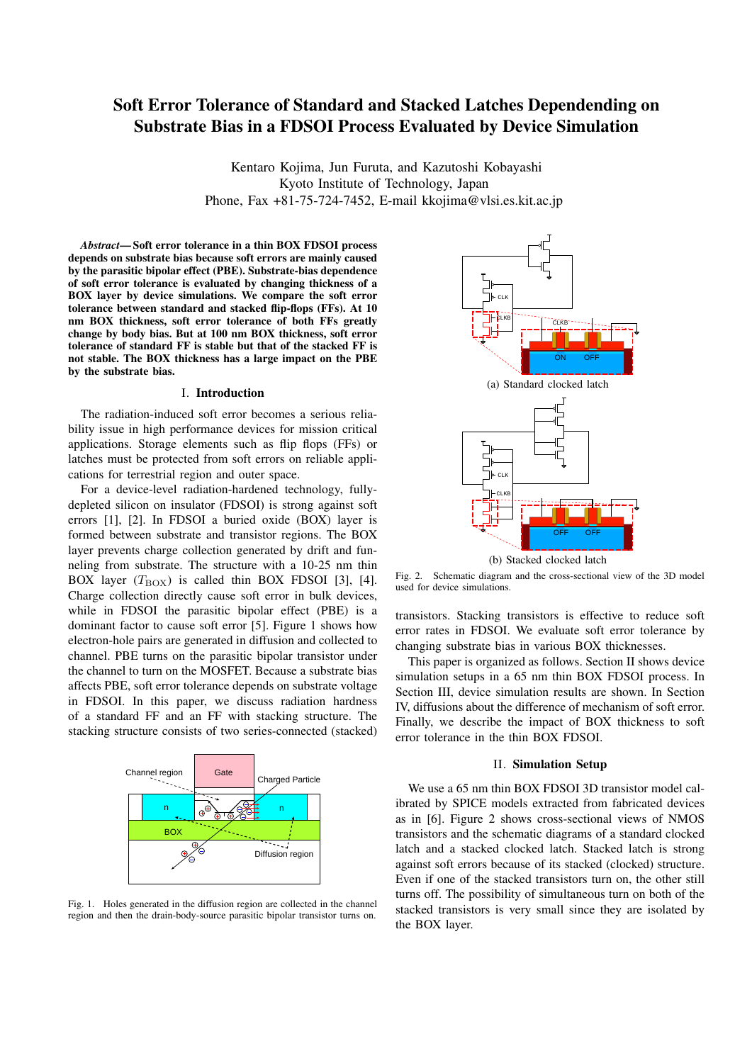# Soft Error Tolerance of Standard and Stacked Latches Depending on Substrate Bias in a FDSOI Process Evaluated by Device Simulation

Kentaro Kojima, Jun Furuta, and Kazutoshi Kobayashi
Kyoto Institute of Technology, Japan
Phone, Fax +81-75-724-7452, E-mail kkojima@vlsi.es.kit.ac.jp

***Abstract*— Soft error tolerance in a thin BOX FDSOI process depends on substrate bias because soft errors are mainly caused by the parasitic bipolar effect (PBE). Substrate-bias dependence of soft error tolerance is evaluated by changing thickness of a BOX layer by device simulations. We compare the soft error tolerance between standard and stacked flip-flops (FFs). At 10 nm BOX thickness, soft error tolerance of both FFs greatly change by body bias. But at 100 nm BOX thickness, soft error tolerance of standard FF is stable but that of the stacked FF is not stable. The BOX thickness has a large impact on the PBE by the substrate bias.**

## I. Introduction

The radiation-induced soft error becomes a serious reliability issue in high performance devices for mission critical applications. Storage elements such as flip flops (FFs) or latches must be protected from soft errors on reliable applications for terrestrial region and outer space.

For a device-level radiation-hardened technology, fully-depleted silicon on insulator (FDSOI) is strong against soft errors [1], [2]. In FDSOI a buried oxide (BOX) layer is formed between substrate and transistor regions. The BOX layer prevents charge collection generated by drift and funneling from substrate. The structure with a 10-25 nm thin BOX layer ($T_{\rm BOX}$) is called thin BOX FDSOI [3], [4]. Charge collection directly cause soft error in bulk devices, while in FDSOI the parasitic bipolar effect (PBE) is a dominant factor to cause soft error [5]. Figure 1 shows how electron-hole pairs are generated in diffusion and collected to channel. PBE turns on the parasitic bipolar transistor under the channel to turn on the MOSFET. Because a substrate bias affects PBE, soft error tolerance depends on substrate voltage in FDSOI. In this paper, we discuss radiation hardness of a standard FF and an FF with stacking structure. The stacking structure consists of two series-connected (stacked) transistors. Stacking transistors is effective to reduce soft error rates in FDSOI. We evaluate soft error tolerance by changing substrate bias in various BOX thicknesses.

Fig. 1. Holes generated in the diffusion region are collected in the channel region and then the drain-body-source parasitic bipolar transistor turns on.

This paper is organized as follows. Section II shows device simulation setups in a 65 nm thin BOX FDSOI process. In Section III, device simulation results are shown. In Section IV, diffusions about the difference of mechanism of soft error. Finally, we describe the impact of BOX thickness to soft error tolerance in the thin BOX FDSOI.

(a) Standard clocked latch

(b) Stacked clocked latch

Fig. 2. Schematic diagram and the cross-sectional view of the 3D model used for device simulations.

## II. Simulation Setup

We use a 65 nm thin BOX FDSOI 3D transistor model calibrated by SPICE models extracted from fabricated devices as in [6]. Figure 2 shows cross-sectional views of NMOS transistors and the schematic diagrams of a standard clocked latch and a stacked clocked latch. Stacked latch is strong against soft errors because of its stacked (clocked) structure. Even if one of the stacked transistors turn on, the other still turns off. The possibility of simultaneous turn on both of the stacked transistors is very small since they are isolated by the BOX layer.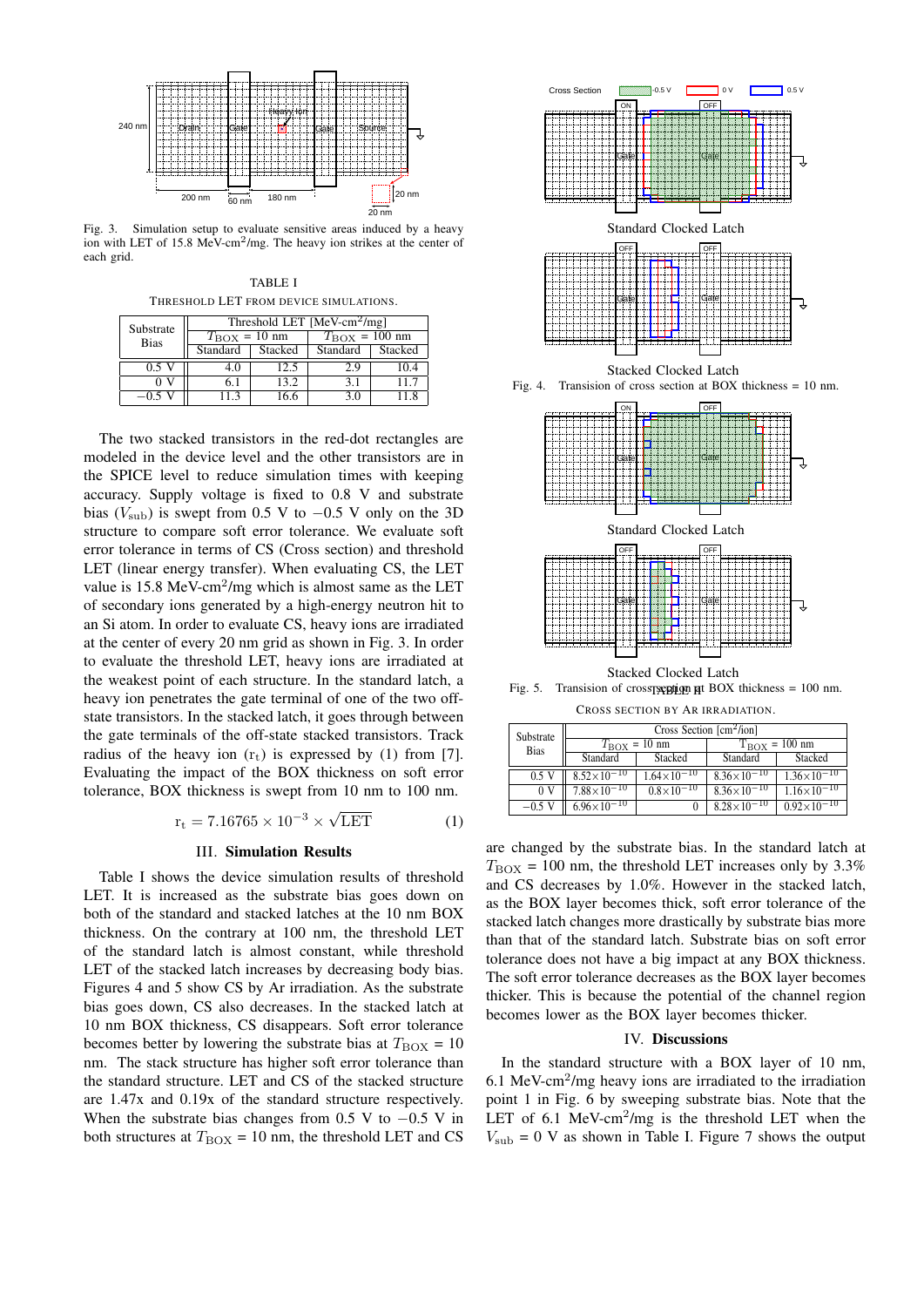Fig. 3. Simulation setup to evaluate sensitive areas induced by a heavy ion with LET of 15.8 MeV-cm$^2$/mg. The heavy ion strikes at the center of each grid.

TABLE I
THRESHOLD LET FROM DEVICE SIMULATIONS.

| Substrate Bias | Threshold LET [MeV-cm$^2$/mg] | | | |
|---|---|---|---|---|
| | $T_{\rm BOX}$ = 10 nm | | $T_{\rm BOX}$ = 100 nm | |
| | Standard | Stacked | Standard | Stacked |
| 0.5 V | 4.0 | 12.5 | 2.9 | 10.4 |
| 0 V | 6.1 | 13.2 | 3.1 | 11.7 |
| −0.5 V | 11.3 | 16.6 | 3.0 | 11.8 |

The two stacked transistors in the red-dot rectangles are modeled in the device level and the other transistors are in the SPICE level to reduce simulation times with keeping accuracy. Supply voltage is fixed to 0.8 V and substrate bias ($V_{\rm sub}$) is swept from 0.5 V to −0.5 V only on the 3D structure to compare soft error tolerance. We evaluate soft error tolerance in terms of CS (Cross section) and threshold LET (linear energy transfer). When evaluating CS, the LET value is 15.8 MeV-cm$^2$/mg which is almost same as the LET of secondary ions generated by a high-energy neutron hit to an Si atom. In order to evaluate CS, heavy ions are irradiated at the center of every 20 nm grid as shown in Fig. 3. In order to evaluate the threshold LET, heavy ions are irradiated at the weakest point of each structure. In the standard latch, a heavy ion penetrates the gate terminal of one of the two off-state transistors. In the stacked latch, it goes through between the gate terminals of the off-state stacked transistors. Track radius of the heavy ion ($\rm r_t$) is expressed by (1) from [7]. Evaluating the impact of the BOX thickness on soft error tolerance, BOX thickness is swept from 10 nm to 100 nm.

$$\rm r_t = 7.16765 \times 10^{-3} \times \sqrt{LET} \qquad (1)$$

## III. Simulation Results

Table I shows the device simulation results of threshold LET. It is increased as the substrate bias goes down on both of the standard and stacked latches at the 10 nm BOX thickness. On the contrary at 100 nm, the threshold LET of the standard latch is almost constant, while threshold LET of the stacked latch increases by decreasing body bias. Figures 4 and 5 show CS by Ar irradiation. As the substrate bias goes down, CS also decreases. In the stacked latch at 10 nm BOX thickness, CS disappears. Soft error tolerance becomes better by lowering the substrate bias at $T_{\rm BOX}$ = 10 nm. The stack structure has higher soft error tolerance than the standard structure. LET and CS of the stacked structure are 1.47x and 0.19x of the standard structure respectively. When the substrate bias changes from 0.5 V to −0.5 V in both structures at $T_{\rm BOX}$ = 10 nm, the threshold LET and CS are changed by the substrate bias. In the standard latch at $T_{\rm BOX}$ = 100 nm, the threshold LET increases only by 3.3% and CS decreases by 1.0%. However in the stacked latch, as the BOX layer becomes thick, soft error tolerance of the stacked latch changes more drastically by substrate bias more than that of the standard latch. Substrate bias on soft error tolerance does not have a big impact at any BOX thickness. The soft error tolerance decreases as the BOX layer becomes thicker. This is because the potential of the channel region becomes lower as the BOX layer becomes thicker.

Fig. 4. Transision of cross section at BOX thickness = 10 nm.

Fig. 5. Transision of cross section at BOX thickness = 100 nm.

TABLE II
CROSS SECTION BY AR IRRADIATION.

| Substrate Bias | Cross Section [cm$^2$/ion] | | | |
|---|---|---|---|---|
| | $T_{\rm BOX}$ = 10 nm | | $T_{\rm BOX}$ = 100 nm | |
| | Standard | Stacked | Standard | Stacked |
| 0.5 V | $8.52\times10^{-10}$ | $1.64\times10^{-10}$ | $8.36\times10^{-10}$ | $1.36\times10^{-10}$ |
| 0 V | $7.88\times10^{-10}$ | $0.8\times10^{-10}$ | $8.36\times10^{-10}$ | $1.16\times10^{-10}$ |
| −0.5 V | $6.96\times10^{-10}$ | 0 | $8.28\times10^{-10}$ | $0.92\times10^{-10}$ |

## IV. Discussions

In the standard structure with a BOX layer of 10 nm, 6.1 MeV-cm$^2$/mg heavy ions are irradiated to the irradiation point 1 in Fig. 6 by sweeping substrate bias. Note that the LET of 6.1 MeV-cm$^2$/mg is the threshold LET when the $V_{\rm sub}$ = 0 V as shown in Table I. Figure 7 shows the output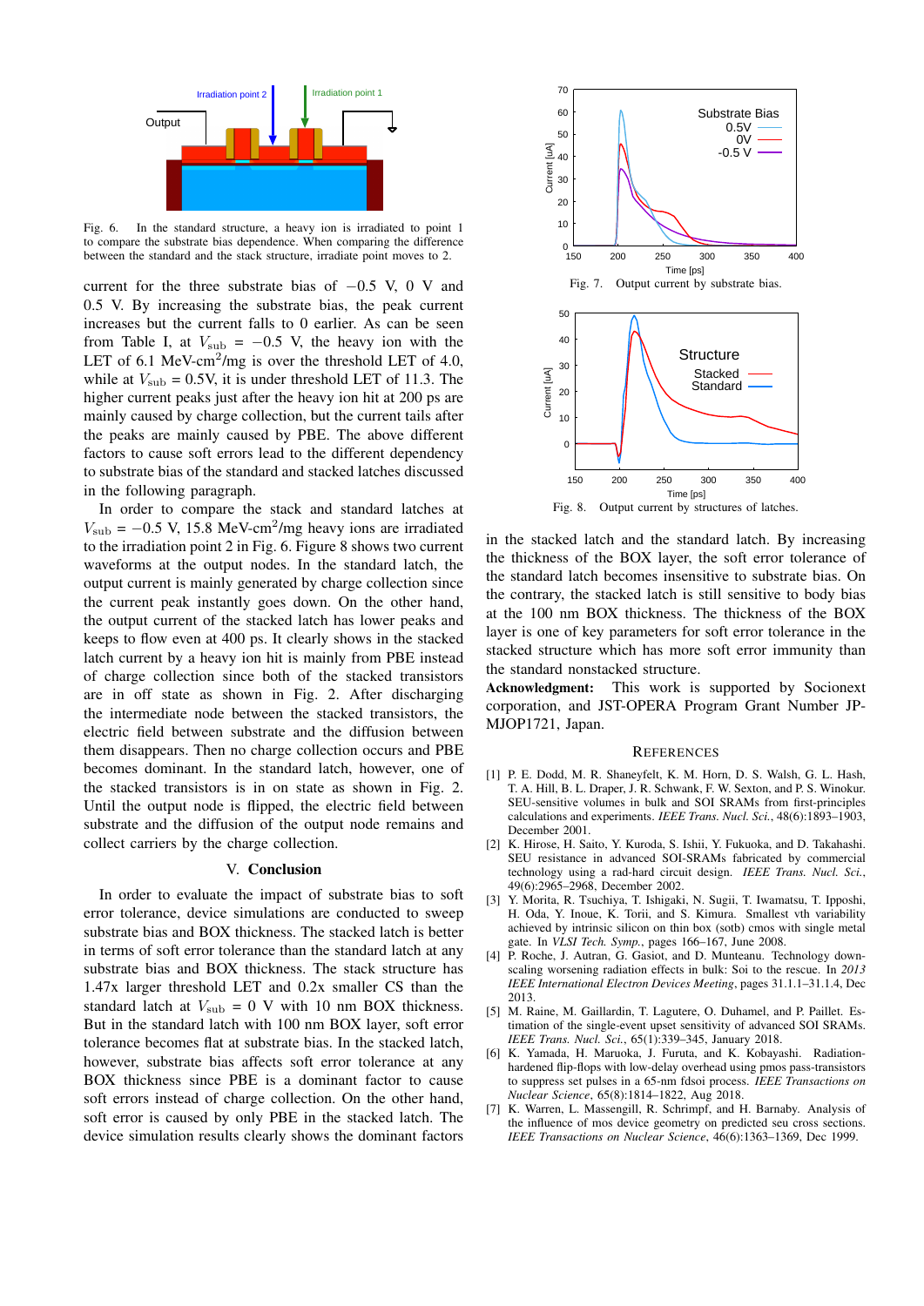Irradiation point 2

Irradiation point 1

Output

Fig. 6. In the standard structure, a heavy ion is irradiated to point 1 to compare the substrate bias dependence. When comparing the difference between the standard and the stack structure, irradiate point moves to 2.

current for the three substrate bias of −0.5 V, 0 V and 0.5 V. By increasing the substrate bias, the peak current increases but the current falls to 0 earlier. As can be seen from Table I, at $V_{\rm sub}$ = −0.5 V, the heavy ion with the LET of 6.1 MeV-cm$^2$/mg is over the threshold LET of 4.0, while at $V_{\rm sub}$ = 0.5V, it is under threshold LET of 11.3. The higher current peaks just after the heavy ion hit at 200 ps are mainly caused by charge collection, but the current tails after the peaks are mainly caused by PBE. The above different factors to cause soft errors lead to the different dependency to substrate bias of the standard and stacked latches discussed in the following paragraph.

In order to compare the stack and standard latches at $V_{\rm sub}$ = −0.5 V, 15.8 MeV-cm$^2$/mg heavy ions are irradiated to the irradiation point 2 in Fig. 6. Figure 8 shows two current waveforms at the output nodes. In the standard latch, the output current is mainly generated by charge collection since the current peak instantly goes down. On the other hand, the output current of the stacked latch has lower peaks and keeps to flow even at 400 ps. It clearly shows in the stacked latch current by a heavy ion hit is mainly from PBE instead of charge collection since both of the stacked transistors are in off state as shown in Fig. 2. After discharging the intermediate node between the stacked transistors, the electric field between substrate and the diffusion between them disappears. Then no charge collection occurs and PBE becomes dominant. In the standard latch, however, one of the stacked transistors is in on state as shown in Fig. 2. Until the output node is flipped, the electric field between substrate and the diffusion of the output node remains and collect carriers by the charge collection.

## V. Conclusion

In order to evaluate the impact of substrate bias to soft error tolerance, device simulations are conducted to sweep substrate bias and BOX thickness. The stacked latch is better in terms of soft error tolerance than the standard latch at any substrate bias and BOX thickness. The stack structure has 1.47x larger threshold LET and 0.2x smaller CS than the standard latch at $V_{\rm sub}$ = 0 V with 10 nm BOX thickness. But in the standard latch with 100 nm BOX layer, soft error tolerance becomes flat at substrate bias. In the stacked latch, however, substrate bias affects soft error tolerance at any BOX thickness since PBE is a dominant factor to cause soft errors instead of charge collection. On the other hand, soft error is caused by only PBE in the stacked latch. The device simulation results clearly shows the dominant factors

Current [uA]
Time [ps]
Substrate Bias
0.5V
0V
-0.5 V
0, 10, 20, 30, 40, 50, 60, 70
150, 200, 250, 300, 350, 400

Fig. 7. Output current by substrate bias.

Current [uA]
Time [ps]
Structure
Stacked
Standard
0, 10, 20, 30, 40, 50
150, 200, 250, 300, 350, 400

Fig. 8. Output current by structures of latches.

in the stacked latch and the standard latch. By increasing the thickness of the BOX layer, the soft error tolerance of the standard latch becomes insensitive to substrate bias. On the contrary, the stacked latch is still sensitive to body bias at the 100 nm BOX thickness. The thickness of the BOX layer is one of key parameters for soft error tolerance in the stacked structure which has more soft error immunity than the standard nonstacked structure.

**Acknowledgment:** This work is supported by Socionext corporation, and JST-OPERA Program Grant Number JPMJOP1721, Japan.

## References

[1] P. E. Dodd, M. R. Shaneyfelt, K. M. Horn, D. S. Walsh, G. L. Hash, T. A. Hill, B. L. Draper, J. R. Schwank, F. W. Sexton, and P. S. Winokur. SEU-sensitive volumes in bulk and SOI SRAMs from first-principles calculations and experiments. *IEEE Trans. Nucl. Sci.*, 48(6):1893–1903, December 2001.

[2] K. Hirose, H. Saito, Y. Kuroda, S. Ishii, Y. Fukuoka, and D. Takahashi. SEU resistance in advanced SOI-SRAMs fabricated by commercial technology using a rad-hard circuit design. *IEEE Trans. Nucl. Sci.*, 49(6):2965–2968, December 2002.

[3] Y. Morita, R. Tsuchiya, T. Ishigaki, N. Sugii, T. Iwamatsu, T. Ipposhi, H. Oda, Y. Inoue, K. Torii, and S. Kimura. Smallest vth variability achieved by intrinsic silicon on thin box (sotb) cmos with single metal gate. In *VLSI Tech. Symp.*, pages 166–167, June 2008.

[4] P. Roche, J. Autran, G. Gasiot, and D. Munteanu. Technology downscaling worsening radiation effects in bulk: Soi to the rescue. In *2013 IEEE International Electron Devices Meeting*, pages 31.1.1–31.1.4, Dec 2013.

[5] M. Raine, M. Gaillardin, T. Lagutere, O. Duhamel, and P. Paillet. Estimation of the single-event upset sensitivity of advanced SOI SRAMs. *IEEE Trans. Nucl. Sci.*, 65(1):339–345, January 2018.

[6] K. Yamada, H. Maruoka, J. Furuta, and K. Kobayashi. Radiation-hardened flip-flops with low-delay overhead using pmos pass-transistors to suppress set pulses in a 65-nm fdsoi process. *IEEE Transactions on Nuclear Science*, 65(8):1814–1822, Aug 2018.

[7] K. Warren, L. Massengill, R. Schrimpf, and H. Barnaby. Analysis of the influence of mos device geometry on predicted seu cross sections. *IEEE Transactions on Nuclear Science*, 46(6):1363–1369, Dec 1999.